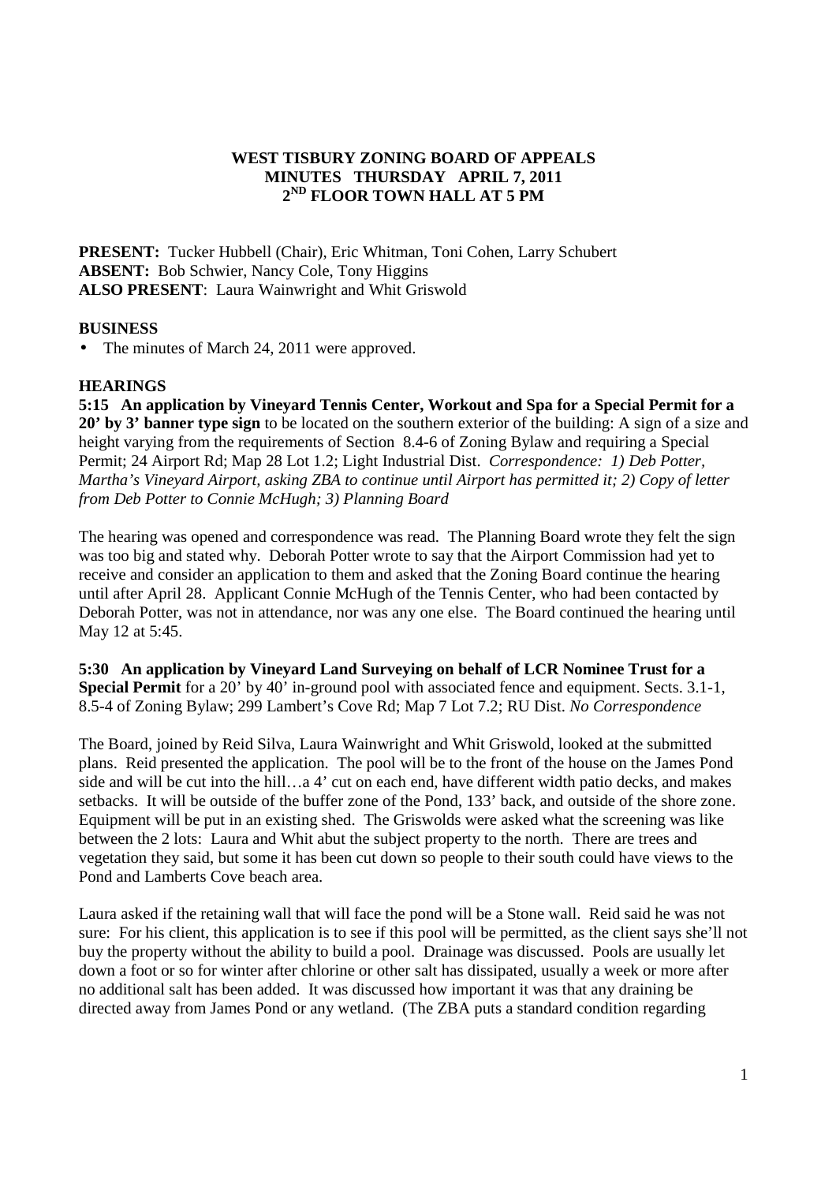# WEST TISBURY ZONING BOARD OF APPEALS
## MINUTES THURSDAY APRIL 7, 2011
## 2ND FLOOR TOWN HALL AT 5 PM

**PRESENT:** Tucker Hubbell (Chair), Eric Whitman, Toni Cohen, Larry Schubert
**ABSENT:** Bob Schwier, Nancy Cole, Tony Higgins
**ALSO PRESENT**: Laura Wainwright and Whit Griswold

### BUSINESS

- The minutes of March 24, 2011 were approved.

### HEARINGS

**5:15 An application by Vineyard Tennis Center, Workout and Spa for a Special Permit for a 20' by 3' banner type sign** to be located on the southern exterior of the building: A sign of a size and height varying from the requirements of Section 8.4-6 of Zoning Bylaw and requiring a Special Permit; 24 Airport Rd; Map 28 Lot 1.2; Light Industrial Dist. *Correspondence: 1) Deb Potter, Martha's Vineyard Airport, asking ZBA to continue until Airport has permitted it; 2) Copy of letter from Deb Potter to Connie McHugh; 3) Planning Board*

The hearing was opened and correspondence was read. The Planning Board wrote they felt the sign was too big and stated why. Deborah Potter wrote to say that the Airport Commission had yet to receive and consider an application to them and asked that the Zoning Board continue the hearing until after April 28. Applicant Connie McHugh of the Tennis Center, who had been contacted by Deborah Potter, was not in attendance, nor was any one else. The Board continued the hearing until May 12 at 5:45.

**5:30 An application by Vineyard Land Surveying on behalf of LCR Nominee Trust for a Special Permit** for a 20' by 40' in-ground pool with associated fence and equipment. Sects. 3.1-1, 8.5-4 of Zoning Bylaw; 299 Lambert's Cove Rd; Map 7 Lot 7.2; RU Dist. *No Correspondence*

The Board, joined by Reid Silva, Laura Wainwright and Whit Griswold, looked at the submitted plans. Reid presented the application. The pool will be to the front of the house on the James Pond side and will be cut into the hill…a 4' cut on each end, have different width patio decks, and makes setbacks. It will be outside of the buffer zone of the Pond, 133' back, and outside of the shore zone. Equipment will be put in an existing shed. The Griswolds were asked what the screening was like between the 2 lots: Laura and Whit abut the subject property to the north. There are trees and vegetation they said, but some it has been cut down so people to their south could have views to the Pond and Lamberts Cove beach area.

Laura asked if the retaining wall that will face the pond will be a Stone wall. Reid said he was not sure: For his client, this application is to see if this pool will be permitted, as the client says she'll not buy the property without the ability to build a pool. Drainage was discussed. Pools are usually let down a foot or so for winter after chlorine or other salt has dissipated, usually a week or more after no additional salt has been added. It was discussed how important it was that any draining be directed away from James Pond or any wetland. (The ZBA puts a standard condition regarding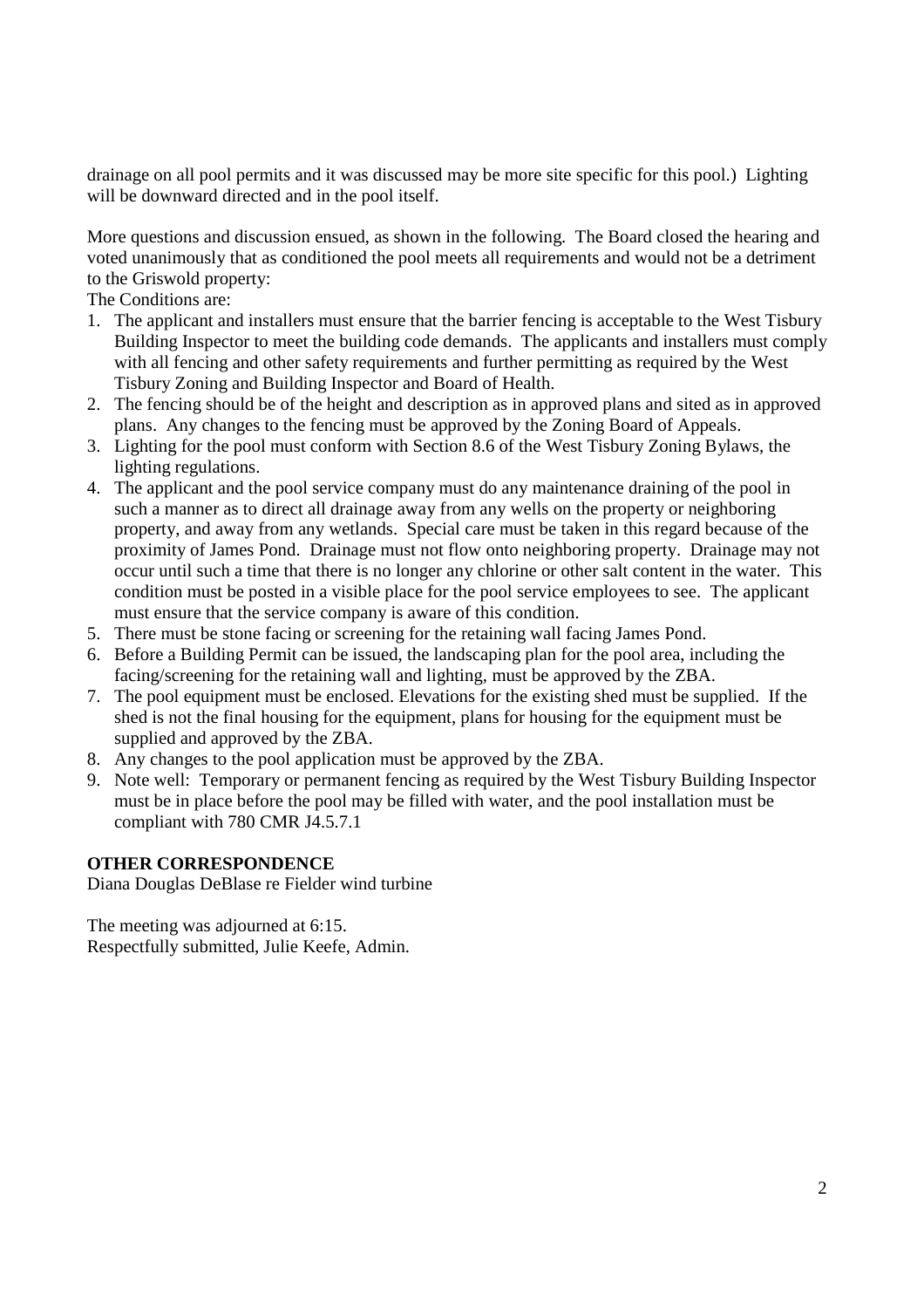drainage on all pool permits and it was discussed may be more site specific for this pool.) Lighting will be downward directed and in the pool itself.

More questions and discussion ensued, as shown in the following. The Board closed the hearing and voted unanimously that as conditioned the pool meets all requirements and would not be a detriment to the Griswold property:

The Conditions are:

1. The applicant and installers must ensure that the barrier fencing is acceptable to the West Tisbury Building Inspector to meet the building code demands. The applicants and installers must comply with all fencing and other safety requirements and further permitting as required by the West Tisbury Zoning and Building Inspector and Board of Health.
2. The fencing should be of the height and description as in approved plans and sited as in approved plans. Any changes to the fencing must be approved by the Zoning Board of Appeals.
3. Lighting for the pool must conform with Section 8.6 of the West Tisbury Zoning Bylaws, the lighting regulations.
4. The applicant and the pool service company must do any maintenance draining of the pool in such a manner as to direct all drainage away from any wells on the property or neighboring property, and away from any wetlands. Special care must be taken in this regard because of the proximity of James Pond. Drainage must not flow onto neighboring property. Drainage may not occur until such a time that there is no longer any chlorine or other salt content in the water. This condition must be posted in a visible place for the pool service employees to see. The applicant must ensure that the service company is aware of this condition.
5. There must be stone facing or screening for the retaining wall facing James Pond.
6. Before a Building Permit can be issued, the landscaping plan for the pool area, including the facing/screening for the retaining wall and lighting, must be approved by the ZBA.
7. The pool equipment must be enclosed. Elevations for the existing shed must be supplied. If the shed is not the final housing for the equipment, plans for housing for the equipment must be supplied and approved by the ZBA.
8. Any changes to the pool application must be approved by the ZBA.
9. Note well: Temporary or permanent fencing as required by the West Tisbury Building Inspector must be in place before the pool may be filled with water, and the pool installation must be compliant with 780 CMR J4.5.7.1

**OTHER CORRESPONDENCE**

Diana Douglas DeBlase re Fielder wind turbine

The meeting was adjourned at 6:15.
Respectfully submitted, Julie Keefe, Admin.